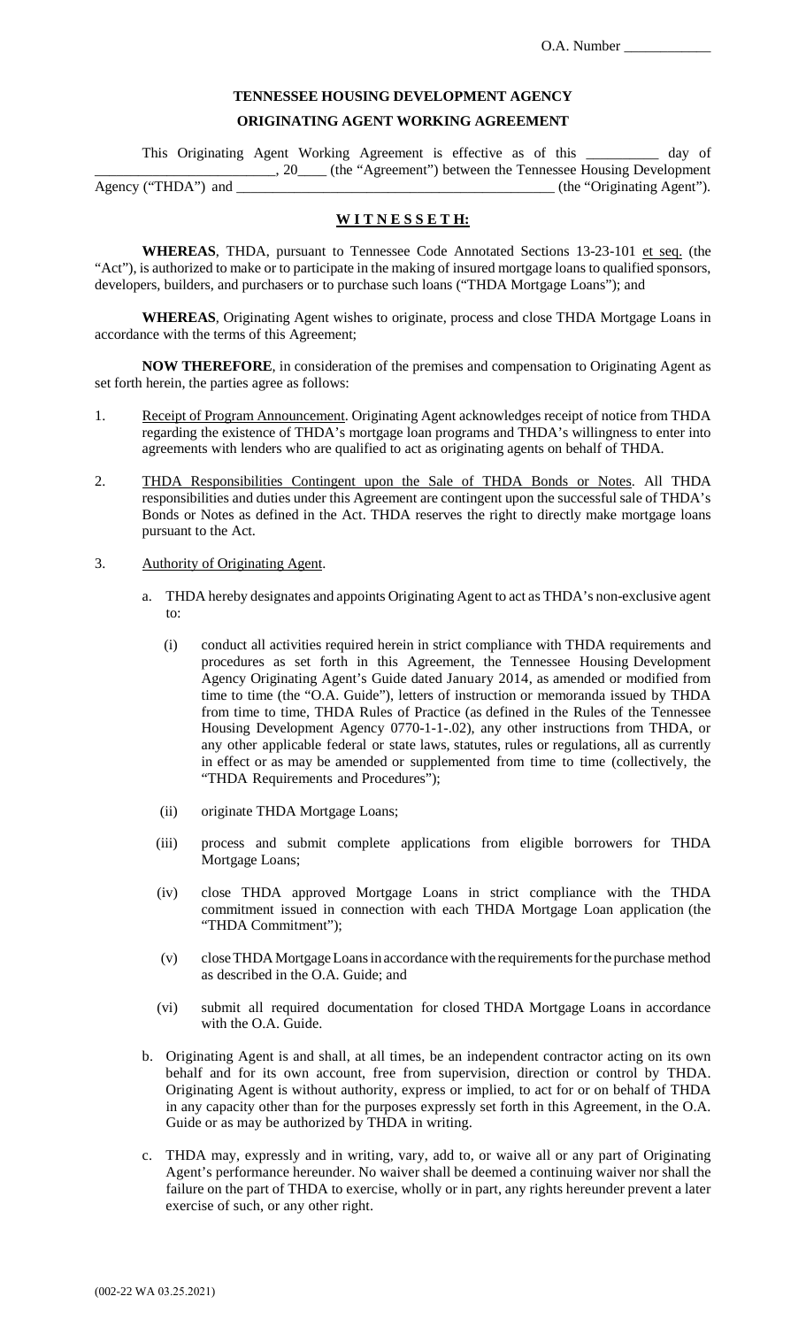O.A. Number ____________

**TENNESSEE HOUSING DEVELOPMENT AGENCY**

**ORIGINATING AGENT WORKING AGREEMENT**

This Originating Agent Working Agreement is effective as of this __________ day of _________________________, 20____ (the "Agreement") between the Tennessee Housing Development Agency ("THDA") and ____________________________________________ (the "Originating Agent").

**W I T N E S S E T H:**

**WHEREAS**, THDA, pursuant to Tennessee Code Annotated Sections 13-23-101 et seq. (the "Act"), is authorized to make or to participate in the making of insured mortgage loans to qualified sponsors, developers, builders, and purchasers or to purchase such loans ("THDA Mortgage Loans"); and

**WHEREAS**, Originating Agent wishes to originate, process and close THDA Mortgage Loans in accordance with the terms of this Agreement;

**NOW THEREFORE**, in consideration of the premises and compensation to Originating Agent as set forth herein, the parties agree as follows:

1. Receipt of Program Announcement. Originating Agent acknowledges receipt of notice from THDA regarding the existence of THDA's mortgage loan programs and THDA's willingness to enter into agreements with lenders who are qualified to act as originating agents on behalf of THDA.

2. THDA Responsibilities Contingent upon the Sale of THDA Bonds or Notes. All THDA responsibilities and duties under this Agreement are contingent upon the successful sale of THDA's Bonds or Notes as defined in the Act. THDA reserves the right to directly make mortgage loans pursuant to the Act.

3. Authority of Originating Agent.

   a. THDA hereby designates and appoints Originating Agent to act as THDA's non-exclusive agent to:

      (i) conduct all activities required herein in strict compliance with THDA requirements and procedures as set forth in this Agreement, the Tennessee Housing Development Agency Originating Agent's Guide dated January 2014, as amended or modified from time to time (the "O.A. Guide"), letters of instruction or memoranda issued by THDA from time to time, THDA Rules of Practice (as defined in the Rules of the Tennessee Housing Development Agency 0770-1-1-.02), any other instructions from THDA, or any other applicable federal or state laws, statutes, rules or regulations, all as currently in effect or as may be amended or supplemented from time to time (collectively, the "THDA Requirements and Procedures");

      (ii) originate THDA Mortgage Loans;

      (iii) process and submit complete applications from eligible borrowers for THDA Mortgage Loans;

      (iv) close THDA approved Mortgage Loans in strict compliance with the THDA commitment issued in connection with each THDA Mortgage Loan application (the "THDA Commitment");

      (v) close THDA Mortgage Loans in accordance with the requirements for the purchase method as described in the O.A. Guide; and

      (vi) submit all required documentation for closed THDA Mortgage Loans in accordance with the O.A. Guide.

   b. Originating Agent is and shall, at all times, be an independent contractor acting on its own behalf and for its own account, free from supervision, direction or control by THDA. Originating Agent is without authority, express or implied, to act for or on behalf of THDA in any capacity other than for the purposes expressly set forth in this Agreement, in the O.A. Guide or as may be authorized by THDA in writing.

   c. THDA may, expressly and in writing, vary, add to, or waive all or any part of Originating Agent's performance hereunder. No waiver shall be deemed a continuing waiver nor shall the failure on the part of THDA to exercise, wholly or in part, any rights hereunder prevent a later exercise of such, or any other right.

(002-22 WA 03.25.2021)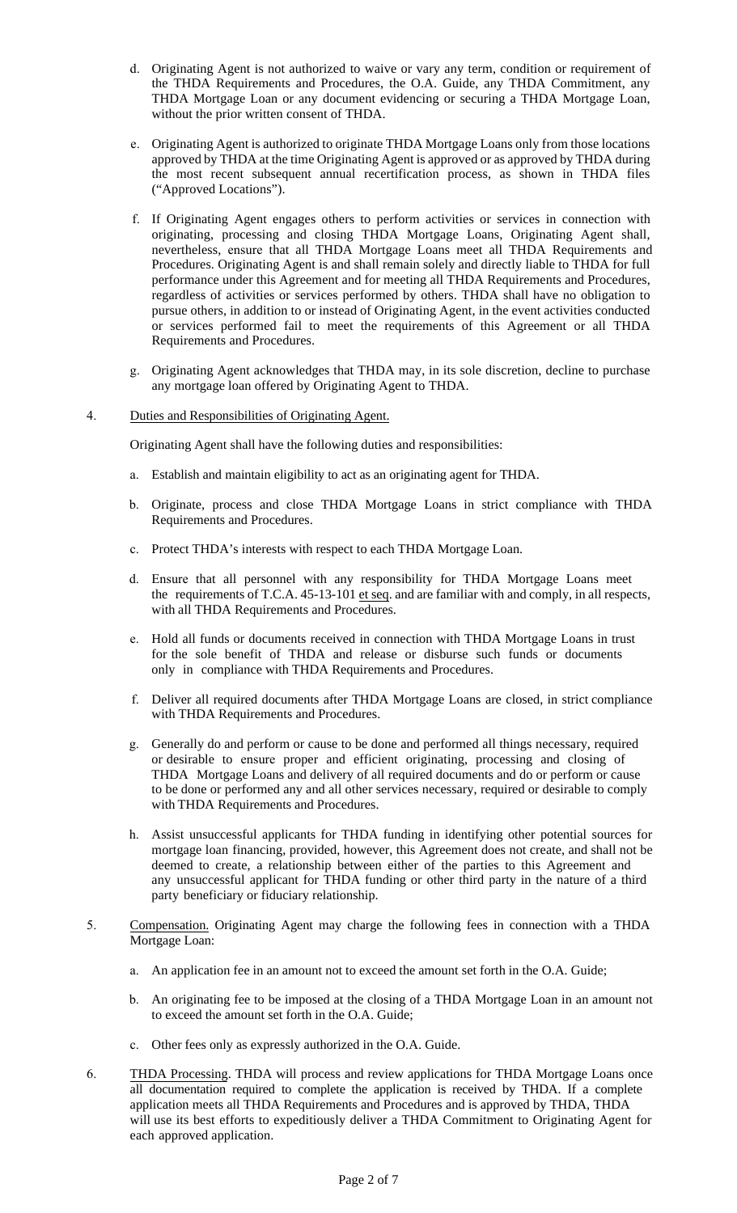d. Originating Agent is not authorized to waive or vary any term, condition or requirement of the THDA Requirements and Procedures, the O.A. Guide, any THDA Commitment, any THDA Mortgage Loan or any document evidencing or securing a THDA Mortgage Loan, without the prior written consent of THDA.

e. Originating Agent is authorized to originate THDA Mortgage Loans only from those locations approved by THDA at the time Originating Agent is approved or as approved by THDA during the most recent subsequent annual recertification process, as shown in THDA files ("Approved Locations").

f. If Originating Agent engages others to perform activities or services in connection with originating, processing and closing THDA Mortgage Loans, Originating Agent shall, nevertheless, ensure that all THDA Mortgage Loans meet all THDA Requirements and Procedures. Originating Agent is and shall remain solely and directly liable to THDA for full performance under this Agreement and for meeting all THDA Requirements and Procedures, regardless of activities or services performed by others. THDA shall have no obligation to pursue others, in addition to or instead of Originating Agent, in the event activities conducted or services performed fail to meet the requirements of this Agreement or all THDA Requirements and Procedures.

g. Originating Agent acknowledges that THDA may, in its sole discretion, decline to purchase any mortgage loan offered by Originating Agent to THDA.

4. Duties and Responsibilities of Originating Agent.

Originating Agent shall have the following duties and responsibilities:

a. Establish and maintain eligibility to act as an originating agent for THDA.

b. Originate, process and close THDA Mortgage Loans in strict compliance with THDA Requirements and Procedures.

c. Protect THDA's interests with respect to each THDA Mortgage Loan.

d. Ensure that all personnel with any responsibility for THDA Mortgage Loans meet the requirements of T.C.A. 45-13-101 et seq. and are familiar with and comply, in all respects, with all THDA Requirements and Procedures.

e. Hold all funds or documents received in connection with THDA Mortgage Loans in trust for the sole benefit of THDA and release or disburse such funds or documents only in compliance with THDA Requirements and Procedures.

f. Deliver all required documents after THDA Mortgage Loans are closed, in strict compliance with THDA Requirements and Procedures.

g. Generally do and perform or cause to be done and performed all things necessary, required or desirable to ensure proper and efficient originating, processing and closing of THDA Mortgage Loans and delivery of all required documents and do or perform or cause to be done or performed any and all other services necessary, required or desirable to comply with THDA Requirements and Procedures.

h. Assist unsuccessful applicants for THDA funding in identifying other potential sources for mortgage loan financing, provided, however, this Agreement does not create, and shall not be deemed to create, a relationship between either of the parties to this Agreement and any unsuccessful applicant for THDA funding or other third party in the nature of a third party beneficiary or fiduciary relationship.

5. Compensation. Originating Agent may charge the following fees in connection with a THDA Mortgage Loan:

a. An application fee in an amount not to exceed the amount set forth in the O.A. Guide;

b. An originating fee to be imposed at the closing of a THDA Mortgage Loan in an amount not to exceed the amount set forth in the O.A. Guide;

c. Other fees only as expressly authorized in the O.A. Guide.

6. THDA Processing. THDA will process and review applications for THDA Mortgage Loans once all documentation required to complete the application is received by THDA. If a complete application meets all THDA Requirements and Procedures and is approved by THDA, THDA will use its best efforts to expeditiously deliver a THDA Commitment to Originating Agent for each approved application.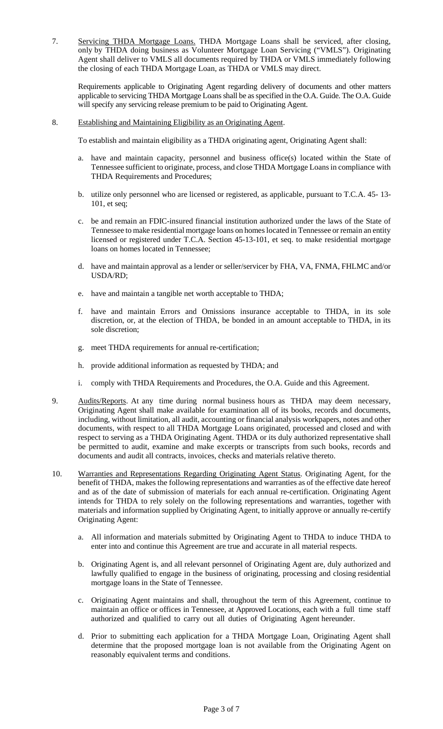7. Servicing THDA Mortgage Loans. THDA Mortgage Loans shall be serviced, after closing, only by THDA doing business as Volunteer Mortgage Loan Servicing ("VMLS"). Originating Agent shall deliver to VMLS all documents required by THDA or VMLS immediately following the closing of each THDA Mortgage Loan, as THDA or VMLS may direct.

   Requirements applicable to Originating Agent regarding delivery of documents and other matters applicable to servicing THDA Mortgage Loans shall be as specified in the O.A. Guide. The O.A. Guide will specify any servicing release premium to be paid to Originating Agent.

8. Establishing and Maintaining Eligibility as an Originating Agent.

   To establish and maintain eligibility as a THDA originating agent, Originating Agent shall:

   a. have and maintain capacity, personnel and business office(s) located within the State of Tennessee sufficient to originate, process, and close THDA Mortgage Loans in compliance with THDA Requirements and Procedures;

   b. utilize only personnel who are licensed or registered, as applicable, pursuant to T.C.A. 45- 13-101, et seq;

   c. be and remain an FDIC-insured financial institution authorized under the laws of the State of Tennessee to make residential mortgage loans on homes located in Tennessee or remain an entity licensed or registered under T.C.A. Section 45-13-101, et seq. to make residential mortgage loans on homes located in Tennessee;

   d. have and maintain approval as a lender or seller/servicer by FHA, VA, FNMA, FHLMC and/or USDA/RD;

   e. have and maintain a tangible net worth acceptable to THDA;

   f. have and maintain Errors and Omissions insurance acceptable to THDA, in its sole discretion, or, at the election of THDA, be bonded in an amount acceptable to THDA, in its sole discretion;

   g. meet THDA requirements for annual re-certification;

   h. provide additional information as requested by THDA; and

   i. comply with THDA Requirements and Procedures, the O.A. Guide and this Agreement.

9. Audits/Reports. At any time during normal business hours as THDA may deem necessary, Originating Agent shall make available for examination all of its books, records and documents, including, without limitation, all audit, accounting or financial analysis workpapers, notes and other documents, with respect to all THDA Mortgage Loans originated, processed and closed and with respect to serving as a THDA Originating Agent. THDA or its duly authorized representative shall be permitted to audit, examine and make excerpts or transcripts from such books, records and documents and audit all contracts, invoices, checks and materials relative thereto.

10. Warranties and Representations Regarding Originating Agent Status. Originating Agent, for the benefit of THDA, makes the following representations and warranties as of the effective date hereof and as of the date of submission of materials for each annual re-certification. Originating Agent intends for THDA to rely solely on the following representations and warranties, together with materials and information supplied by Originating Agent, to initially approve or annually re-certify Originating Agent:

    a. All information and materials submitted by Originating Agent to THDA to induce THDA to enter into and continue this Agreement are true and accurate in all material respects.

    b. Originating Agent is, and all relevant personnel of Originating Agent are, duly authorized and lawfully qualified to engage in the business of originating, processing and closing residential mortgage loans in the State of Tennessee.

    c. Originating Agent maintains and shall, throughout the term of this Agreement, continue to maintain an office or offices in Tennessee, at Approved Locations, each with a full time staff authorized and qualified to carry out all duties of Originating Agent hereunder.

    d. Prior to submitting each application for a THDA Mortgage Loan, Originating Agent shall determine that the proposed mortgage loan is not available from the Originating Agent on reasonably equivalent terms and conditions.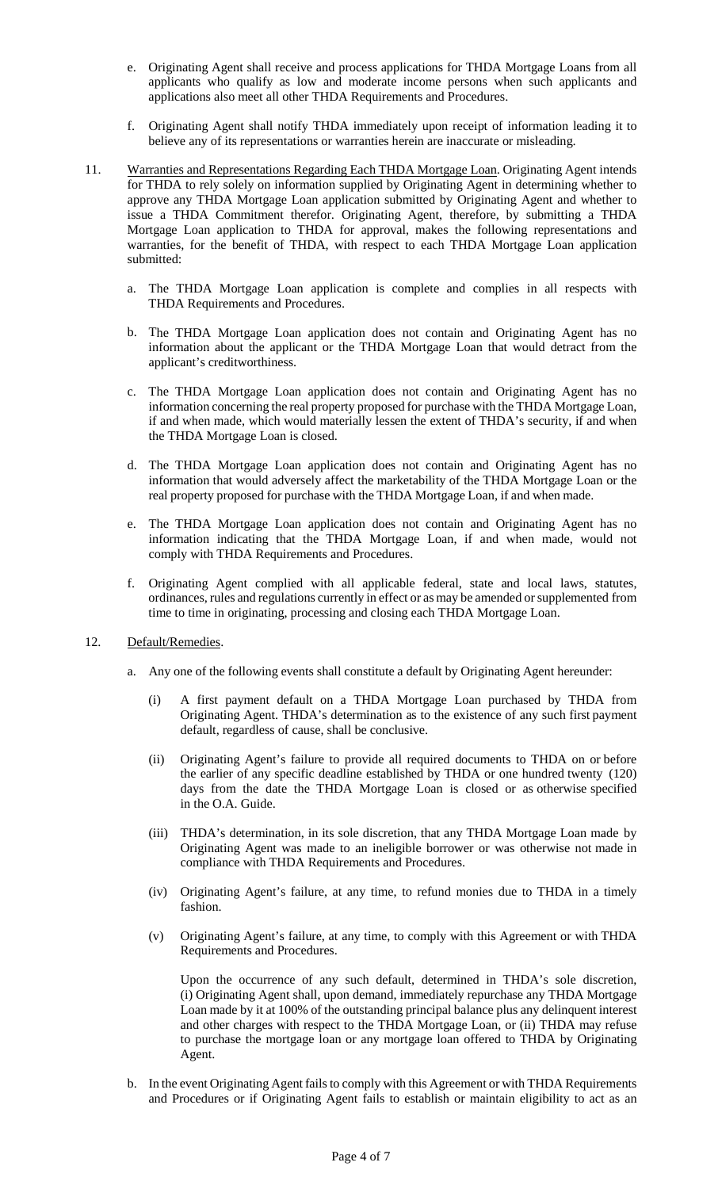e. Originating Agent shall receive and process applications for THDA Mortgage Loans from all applicants who qualify as low and moderate income persons when such applicants and applications also meet all other THDA Requirements and Procedures.

f. Originating Agent shall notify THDA immediately upon receipt of information leading it to believe any of its representations or warranties herein are inaccurate or misleading.

11. Warranties and Representations Regarding Each THDA Mortgage Loan. Originating Agent intends for THDA to rely solely on information supplied by Originating Agent in determining whether to approve any THDA Mortgage Loan application submitted by Originating Agent and whether to issue a THDA Commitment therefor. Originating Agent, therefore, by submitting a THDA Mortgage Loan application to THDA for approval, makes the following representations and warranties, for the benefit of THDA, with respect to each THDA Mortgage Loan application submitted:

   a. The THDA Mortgage Loan application is complete and complies in all respects with THDA Requirements and Procedures.

   b. The THDA Mortgage Loan application does not contain and Originating Agent has no information about the applicant or the THDA Mortgage Loan that would detract from the applicant's creditworthiness.

   c. The THDA Mortgage Loan application does not contain and Originating Agent has no information concerning the real property proposed for purchase with the THDA Mortgage Loan, if and when made, which would materially lessen the extent of THDA's security, if and when the THDA Mortgage Loan is closed.

   d. The THDA Mortgage Loan application does not contain and Originating Agent has no information that would adversely affect the marketability of the THDA Mortgage Loan or the real property proposed for purchase with the THDA Mortgage Loan, if and when made.

   e. The THDA Mortgage Loan application does not contain and Originating Agent has no information indicating that the THDA Mortgage Loan, if and when made, would not comply with THDA Requirements and Procedures.

   f. Originating Agent complied with all applicable federal, state and local laws, statutes, ordinances, rules and regulations currently in effect or as may be amended or supplemented from time to time in originating, processing and closing each THDA Mortgage Loan.

12. Default/Remedies.

   a. Any one of the following events shall constitute a default by Originating Agent hereunder:

      (i) A first payment default on a THDA Mortgage Loan purchased by THDA from Originating Agent. THDA's determination as to the existence of any such first payment default, regardless of cause, shall be conclusive.

      (ii) Originating Agent's failure to provide all required documents to THDA on or before the earlier of any specific deadline established by THDA or one hundred twenty (120) days from the date the THDA Mortgage Loan is closed or as otherwise specified in the O.A. Guide.

      (iii) THDA's determination, in its sole discretion, that any THDA Mortgage Loan made by Originating Agent was made to an ineligible borrower or was otherwise not made in compliance with THDA Requirements and Procedures.

      (iv) Originating Agent's failure, at any time, to refund monies due to THDA in a timely fashion.

      (v) Originating Agent's failure, at any time, to comply with this Agreement or with THDA Requirements and Procedures.

      Upon the occurrence of any such default, determined in THDA's sole discretion, (i) Originating Agent shall, upon demand, immediately repurchase any THDA Mortgage Loan made by it at 100% of the outstanding principal balance plus any delinquent interest and other charges with respect to the THDA Mortgage Loan, or (ii) THDA may refuse to purchase the mortgage loan or any mortgage loan offered to THDA by Originating Agent.

   b. In the event Originating Agent fails to comply with this Agreement or with THDA Requirements and Procedures or if Originating Agent fails to establish or maintain eligibility to act as an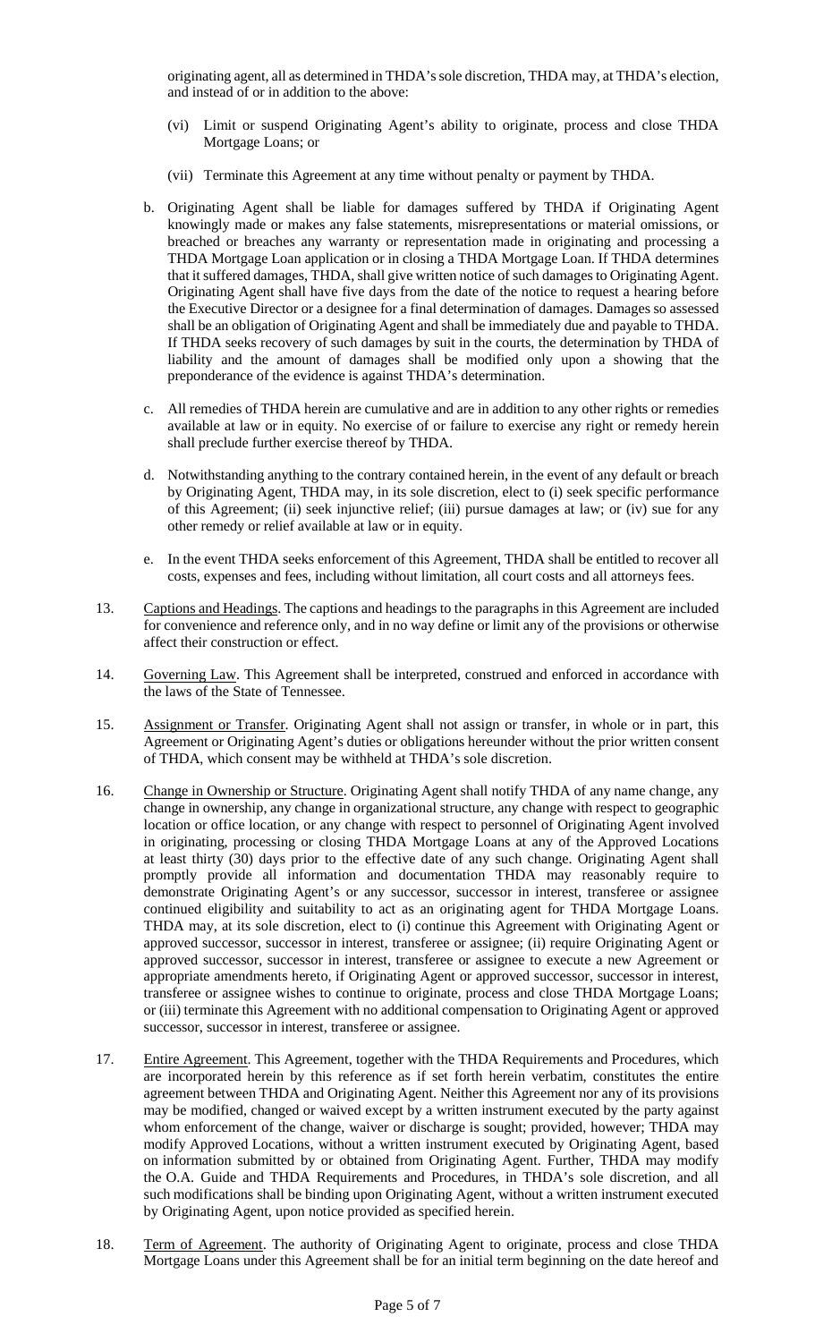originating agent, all as determined in THDA's sole discretion, THDA may, at THDA's election, and instead of or in addition to the above:

(vi) Limit or suspend Originating Agent's ability to originate, process and close THDA Mortgage Loans; or

(vii) Terminate this Agreement at any time without penalty or payment by THDA.

b. Originating Agent shall be liable for damages suffered by THDA if Originating Agent knowingly made or makes any false statements, misrepresentations or material omissions, or breached or breaches any warranty or representation made in originating and processing a THDA Mortgage Loan application or in closing a THDA Mortgage Loan. If THDA determines that it suffered damages, THDA, shall give written notice of such damages to Originating Agent. Originating Agent shall have five days from the date of the notice to request a hearing before the Executive Director or a designee for a final determination of damages. Damages so assessed shall be an obligation of Originating Agent and shall be immediately due and payable to THDA. If THDA seeks recovery of such damages by suit in the courts, the determination by THDA of liability and the amount of damages shall be modified only upon a showing that the preponderance of the evidence is against THDA's determination.

c. All remedies of THDA herein are cumulative and are in addition to any other rights or remedies available at law or in equity. No exercise of or failure to exercise any right or remedy herein shall preclude further exercise thereof by THDA.

d. Notwithstanding anything to the contrary contained herein, in the event of any default or breach by Originating Agent, THDA may, in its sole discretion, elect to (i) seek specific performance of this Agreement; (ii) seek injunctive relief; (iii) pursue damages at law; or (iv) sue for any other remedy or relief available at law or in equity.

e. In the event THDA seeks enforcement of this Agreement, THDA shall be entitled to recover all costs, expenses and fees, including without limitation, all court costs and all attorneys fees.

13. Captions and Headings. The captions and headings to the paragraphs in this Agreement are included for convenience and reference only, and in no way define or limit any of the provisions or otherwise affect their construction or effect.

14. Governing Law. This Agreement shall be interpreted, construed and enforced in accordance with the laws of the State of Tennessee.

15. Assignment or Transfer. Originating Agent shall not assign or transfer, in whole or in part, this Agreement or Originating Agent's duties or obligations hereunder without the prior written consent of THDA, which consent may be withheld at THDA's sole discretion.

16. Change in Ownership or Structure. Originating Agent shall notify THDA of any name change, any change in ownership, any change in organizational structure, any change with respect to geographic location or office location, or any change with respect to personnel of Originating Agent involved in originating, processing or closing THDA Mortgage Loans at any of the Approved Locations at least thirty (30) days prior to the effective date of any such change. Originating Agent shall promptly provide all information and documentation THDA may reasonably require to demonstrate Originating Agent's or any successor, successor in interest, transferee or assignee continued eligibility and suitability to act as an originating agent for THDA Mortgage Loans. THDA may, at its sole discretion, elect to (i) continue this Agreement with Originating Agent or approved successor, successor in interest, transferee or assignee; (ii) require Originating Agent or approved successor, successor in interest, transferee or assignee to execute a new Agreement or appropriate amendments hereto, if Originating Agent or approved successor, successor in interest, transferee or assignee wishes to continue to originate, process and close THDA Mortgage Loans; or (iii) terminate this Agreement with no additional compensation to Originating Agent or approved successor, successor in interest, transferee or assignee.

17. Entire Agreement. This Agreement, together with the THDA Requirements and Procedures, which are incorporated herein by this reference as if set forth herein verbatim, constitutes the entire agreement between THDA and Originating Agent. Neither this Agreement nor any of its provisions may be modified, changed or waived except by a written instrument executed by the party against whom enforcement of the change, waiver or discharge is sought; provided, however; THDA may modify Approved Locations, without a written instrument executed by Originating Agent, based on information submitted by or obtained from Originating Agent. Further, THDA may modify the O.A. Guide and THDA Requirements and Procedures, in THDA's sole discretion, and all such modifications shall be binding upon Originating Agent, without a written instrument executed by Originating Agent, upon notice provided as specified herein.

18. Term of Agreement. The authority of Originating Agent to originate, process and close THDA Mortgage Loans under this Agreement shall be for an initial term beginning on the date hereof and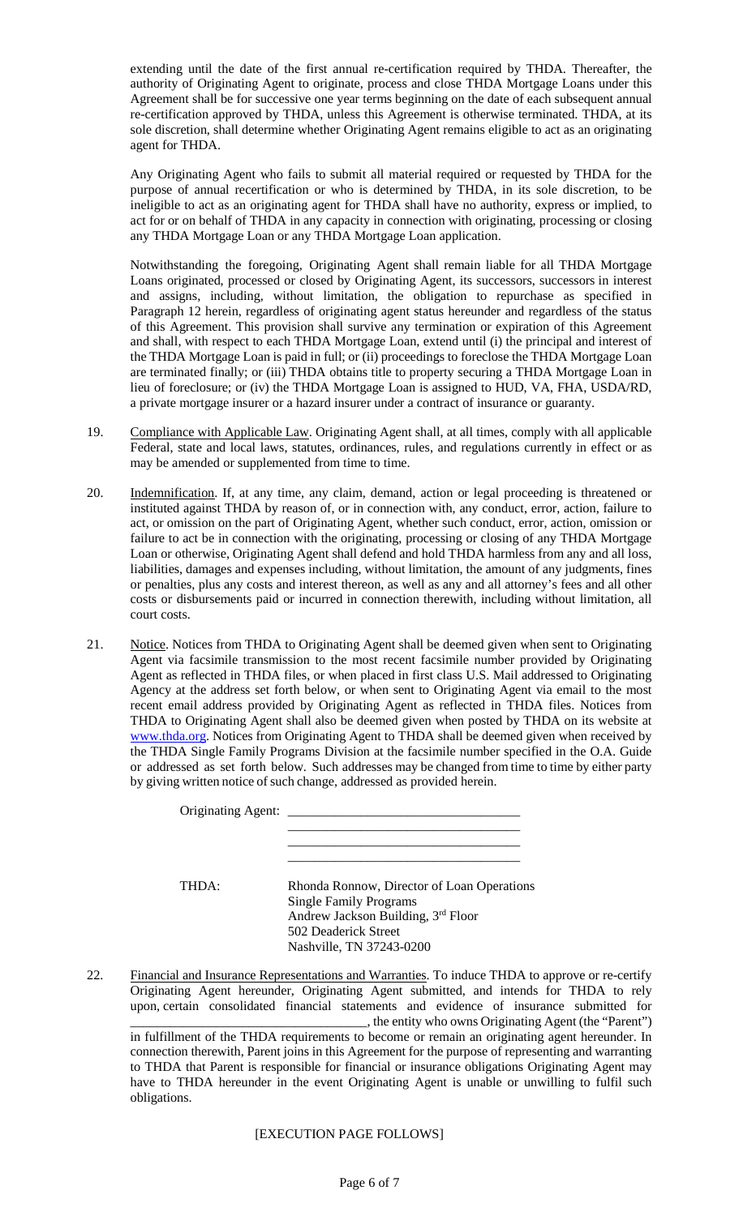extending until the date of the first annual re-certification required by THDA. Thereafter, the authority of Originating Agent to originate, process and close THDA Mortgage Loans under this Agreement shall be for successive one year terms beginning on the date of each subsequent annual re-certification approved by THDA, unless this Agreement is otherwise terminated. THDA, at its sole discretion, shall determine whether Originating Agent remains eligible to act as an originating agent for THDA.

Any Originating Agent who fails to submit all material required or requested by THDA for the purpose of annual recertification or who is determined by THDA, in its sole discretion, to be ineligible to act as an originating agent for THDA shall have no authority, express or implied, to act for or on behalf of THDA in any capacity in connection with originating, processing or closing any THDA Mortgage Loan or any THDA Mortgage Loan application.

Notwithstanding the foregoing, Originating Agent shall remain liable for all THDA Mortgage Loans originated, processed or closed by Originating Agent, its successors, successors in interest and assigns, including, without limitation, the obligation to repurchase as specified in Paragraph 12 herein, regardless of originating agent status hereunder and regardless of the status of this Agreement. This provision shall survive any termination or expiration of this Agreement and shall, with respect to each THDA Mortgage Loan, extend until (i) the principal and interest of the THDA Mortgage Loan is paid in full; or (ii) proceedings to foreclose the THDA Mortgage Loan are terminated finally; or (iii) THDA obtains title to property securing a THDA Mortgage Loan in lieu of foreclosure; or (iv) the THDA Mortgage Loan is assigned to HUD, VA, FHA, USDA/RD, a private mortgage insurer or a hazard insurer under a contract of insurance or guaranty.

19. Compliance with Applicable Law. Originating Agent shall, at all times, comply with all applicable Federal, state and local laws, statutes, ordinances, rules, and regulations currently in effect or as may be amended or supplemented from time to time.

20. Indemnification. If, at any time, any claim, demand, action or legal proceeding is threatened or instituted against THDA by reason of, or in connection with, any conduct, error, action, failure to act, or omission on the part of Originating Agent, whether such conduct, error, action, omission or failure to act be in connection with the originating, processing or closing of any THDA Mortgage Loan or otherwise, Originating Agent shall defend and hold THDA harmless from any and all loss, liabilities, damages and expenses including, without limitation, the amount of any judgments, fines or penalties, plus any costs and interest thereon, as well as any and all attorney's fees and all other costs or disbursements paid or incurred in connection therewith, including without limitation, all court costs.

21. Notice. Notices from THDA to Originating Agent shall be deemed given when sent to Originating Agent via facsimile transmission to the most recent facsimile number provided by Originating Agent as reflected in THDA files, or when placed in first class U.S. Mail addressed to Originating Agency at the address set forth below, or when sent to Originating Agent via email to the most recent email address provided by Originating Agent as reflected in THDA files. Notices from THDA to Originating Agent shall also be deemed given when posted by THDA on its website at www.thda.org. Notices from Originating Agent to THDA shall be deemed given when received by the THDA Single Family Programs Division at the facsimile number specified in the O.A. Guide or addressed as set forth below. Such addresses may be changed from time to time by either party by giving written notice of such change, addressed as provided herein.

Originating Agent: ___________________________________
___________________________________
___________________________________
___________________________________

THDA: Rhonda Ronnow, Director of Loan Operations
Single Family Programs
Andrew Jackson Building, 3rd Floor
502 Deaderick Street
Nashville, TN 37243-0200

22. Financial and Insurance Representations and Warranties. To induce THDA to approve or re-certify Originating Agent hereunder, Originating Agent submitted, and intends for THDA to rely upon, certain consolidated financial statements and evidence of insurance submitted for ___________________________________, the entity who owns Originating Agent (the "Parent") in fulfillment of the THDA requirements to become or remain an originating agent hereunder. In connection therewith, Parent joins in this Agreement for the purpose of representing and warranting to THDA that Parent is responsible for financial or insurance obligations Originating Agent may have to THDA hereunder in the event Originating Agent is unable or unwilling to fulfil such obligations.

[EXECUTION PAGE FOLLOWS]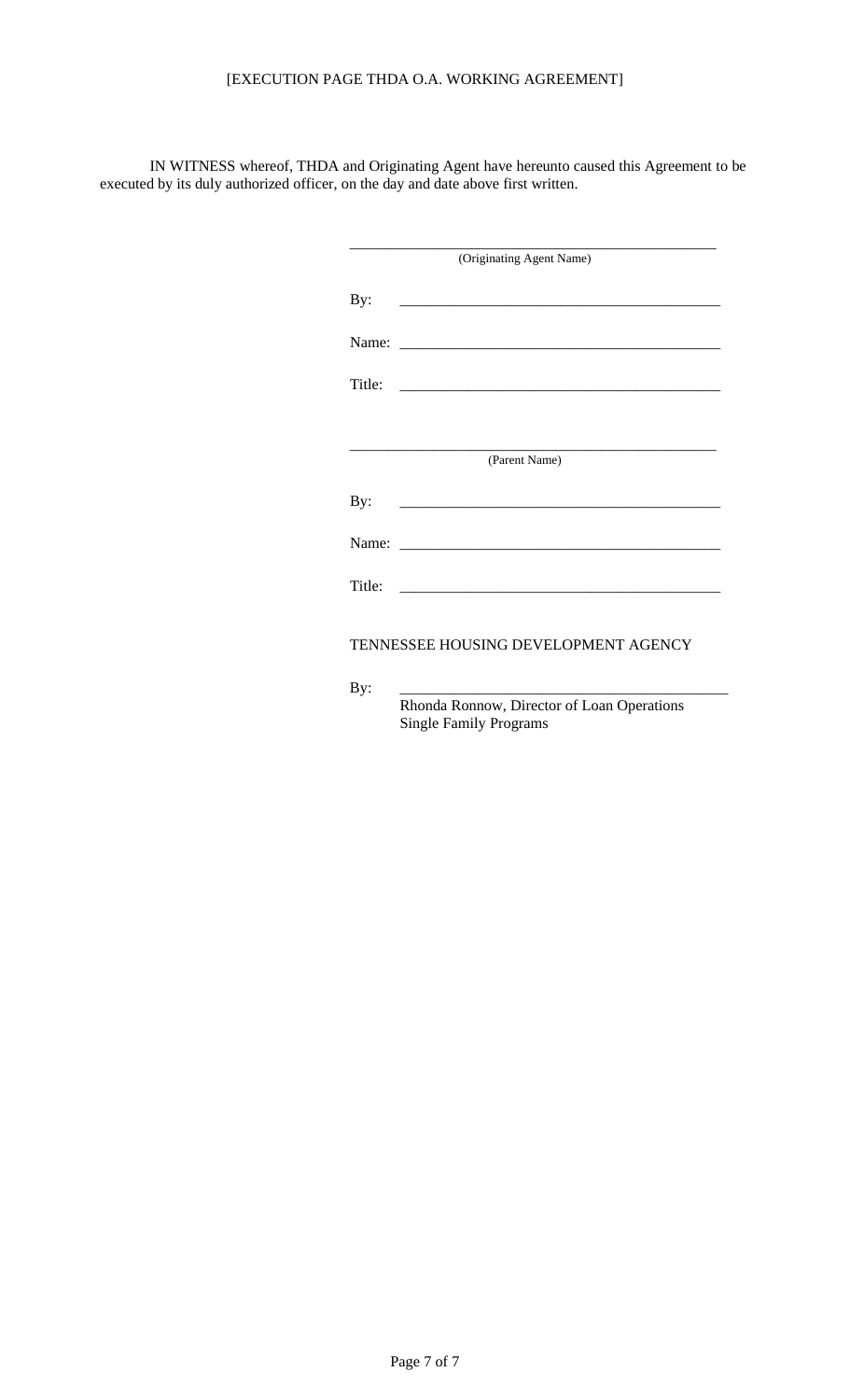[EXECUTION PAGE THDA O.A. WORKING AGREEMENT]

IN WITNESS whereof, THDA and Originating Agent have hereunto caused this Agreement to be executed by its duly authorized officer, on the day and date above first written.

\_\_\_\_\_\_\_\_\_\_\_\_\_\_\_\_\_\_\_\_\_\_\_\_\_\_\_\_\_\_\_\_\_\_\_\_\_\_\_\_\_\_\_\_
(Originating Agent Name)

By: \_\_\_\_\_\_\_\_\_\_\_\_\_\_\_\_\_\_\_\_\_\_\_\_\_\_\_\_\_\_\_\_\_\_\_\_\_\_\_\_

Name: \_\_\_\_\_\_\_\_\_\_\_\_\_\_\_\_\_\_\_\_\_\_\_\_\_\_\_\_\_\_\_\_\_\_\_\_\_\_\_\_

Title: \_\_\_\_\_\_\_\_\_\_\_\_\_\_\_\_\_\_\_\_\_\_\_\_\_\_\_\_\_\_\_\_\_\_\_\_\_\_\_\_

\_\_\_\_\_\_\_\_\_\_\_\_\_\_\_\_\_\_\_\_\_\_\_\_\_\_\_\_\_\_\_\_\_\_\_\_\_\_\_\_\_\_\_\_
(Parent Name)

By: \_\_\_\_\_\_\_\_\_\_\_\_\_\_\_\_\_\_\_\_\_\_\_\_\_\_\_\_\_\_\_\_\_\_\_\_\_\_\_\_

Name: \_\_\_\_\_\_\_\_\_\_\_\_\_\_\_\_\_\_\_\_\_\_\_\_\_\_\_\_\_\_\_\_\_\_\_\_\_\_\_\_

Title: \_\_\_\_\_\_\_\_\_\_\_\_\_\_\_\_\_\_\_\_\_\_\_\_\_\_\_\_\_\_\_\_\_\_\_\_\_\_\_\_

TENNESSEE HOUSING DEVELOPMENT AGENCY

By: \_\_\_\_\_\_\_\_\_\_\_\_\_\_\_\_\_\_\_\_\_\_\_\_\_\_\_\_\_\_\_\_\_\_\_\_\_\_\_\_
Rhonda Ronnow, Director of Loan Operations
Single Family Programs